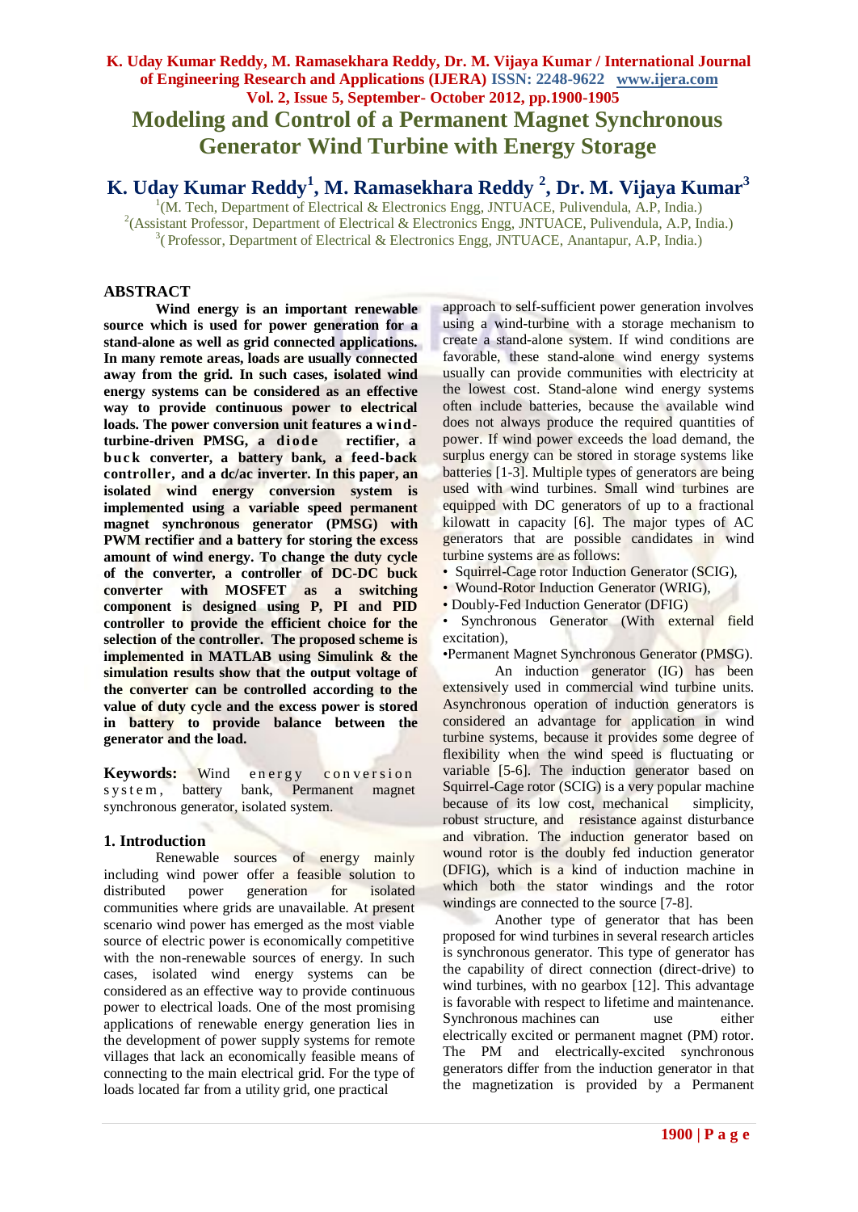# Modeling and Control of a Permanent Magnet Synchronous Generator Wind Turbine with Energy Storage

## K. Uday Kumar Reddy[1], M. Ramasekhara Reddy [2], Dr. M. Vijaya Kumar[3]

[1](M. Tech, Department of Electrical & Electronics Engg, JNTUACE, Pulivendula, A.P, India.)
[2](Assistant Professor, Department of Electrical & Electronics Engg, JNTUACE, Pulivendula, A.P, India.)
[3]( Professor, Department of Electrical & Electronics Engg, JNTUACE, Anantapur, A.P, India.)

## ABSTRACT

**Wind energy is an important renewable source which is used for power generation for a stand-alone as well as grid connected applications. In many remote areas, loads are usually connected away from the grid. In such cases, isolated wind energy systems can be considered as an effective way to provide continuous power to electrical loads. The power conversion unit features a wind-turbine-driven PMSG, a diode rectifier, a buck converter, a battery bank, a feed-back controller, and a dc/ac inverter. In this paper, an isolated wind energy conversion system is implemented using a variable speed permanent magnet synchronous generator (PMSG) with PWM rectifier and a battery for storing the excess amount of wind energy. To change the duty cycle of the converter, a controller of DC-DC buck converter with MOSFET as a switching component is designed using P, PI and PID controller to provide the efficient choice for the selection of the controller. The proposed scheme is implemented in MATLAB using Simulink & the simulation results show that the output voltage of the converter can be controlled according to the value of duty cycle and the excess power is stored in battery to provide balance between the generator and the load.**

**Keywords:** Wind energy conversion system, battery bank, Permanent magnet synchronous generator, isolated system.

## 1. Introduction

Renewable sources of energy mainly including wind power offer a feasible solution to distributed power generation for isolated communities where grids are unavailable. At present scenario wind power has emerged as the most viable source of electric power is economically competitive with the non-renewable sources of energy. In such cases, isolated wind energy systems can be considered as an effective way to provide continuous power to electrical loads. One of the most promising applications of renewable energy generation lies in the development of power supply systems for remote villages that lack an economically feasible means of connecting to the main electrical grid. For the type of loads located far from a utility grid, one practical approach to self-sufficient power generation involves using a wind-turbine with a storage mechanism to create a stand-alone system. If wind conditions are favorable, these stand-alone wind energy systems usually can provide communities with electricity at the lowest cost. Stand-alone wind energy systems often include batteries, because the available wind does not always produce the required quantities of power. If wind power exceeds the load demand, the surplus energy can be stored in storage systems like batteries [1-3]. Multiple types of generators are being used with wind turbines. Small wind turbines are equipped with DC generators of up to a fractional kilowatt in capacity [6]. The major types of AC generators that are possible candidates in wind turbine systems are as follows:

- Squirrel-Cage rotor Induction Generator (SCIG),
- Wound-Rotor Induction Generator (WRIG),
- Doubly-Fed Induction Generator (DFIG)
- Synchronous Generator (With external field excitation),
- Permanent Magnet Synchronous Generator (PMSG).

An induction generator (IG) has been extensively used in commercial wind turbine units. Asynchronous operation of induction generators is considered an advantage for application in wind turbine systems, because it provides some degree of flexibility when the wind speed is fluctuating or variable [5-6]. The induction generator based on Squirrel-Cage rotor (SCIG) is a very popular machine because of its low cost, mechanical simplicity, robust structure, and resistance against disturbance and vibration. The induction generator based on wound rotor is the doubly fed induction generator (DFIG), which is a kind of induction machine in which both the stator windings and the rotor windings are connected to the source [7-8].

Another type of generator that has been proposed for wind turbines in several research articles is synchronous generator. This type of generator has the capability of direct connection (direct-drive) to wind turbines, with no gearbox [12]. This advantage is favorable with respect to lifetime and maintenance. Synchronous machines can use either electrically excited or permanent magnet (PM) rotor. The PM and electrically-excited synchronous generators differ from the induction generator in that the magnetization is provided by a Permanent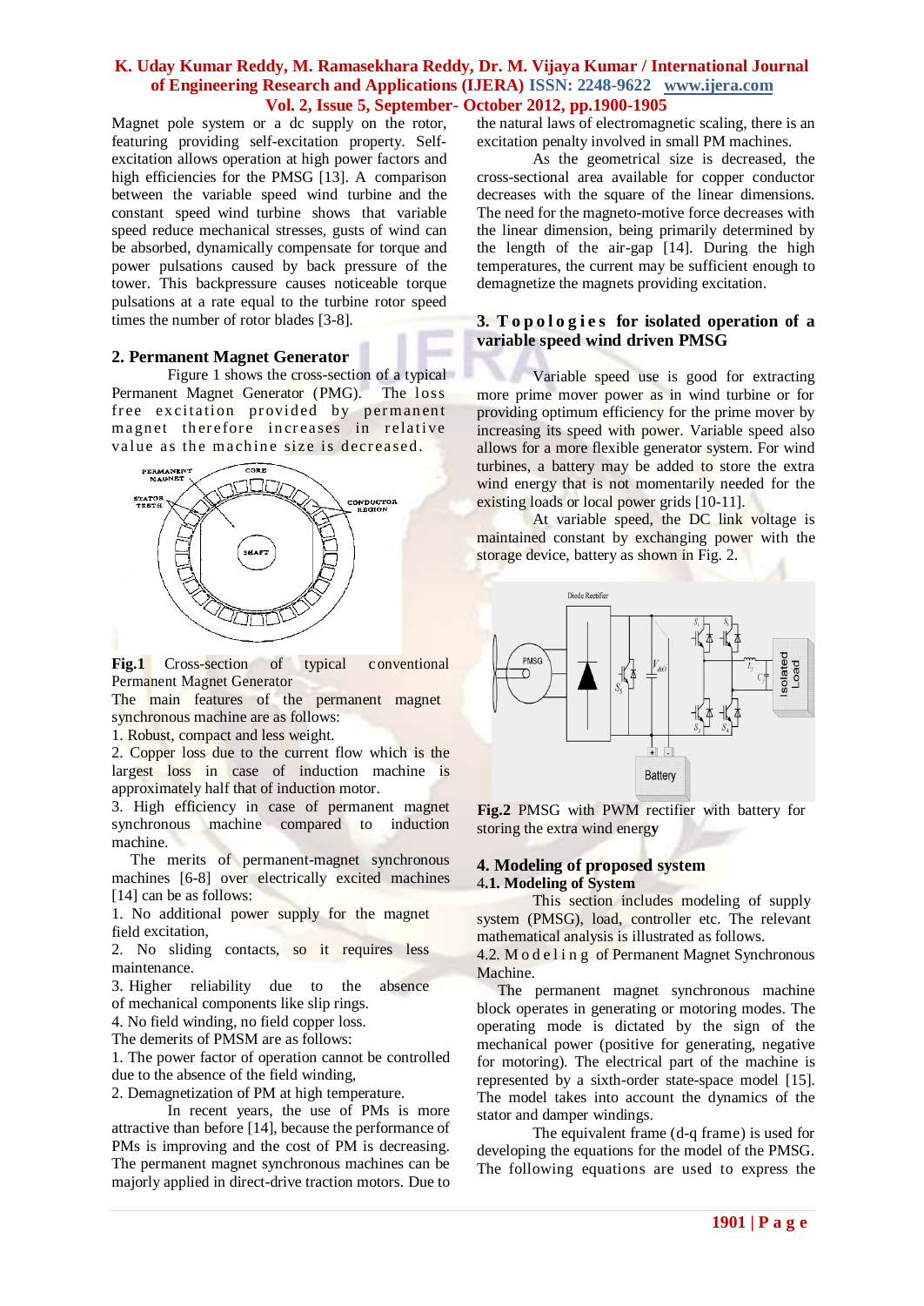Magnet pole system or a dc supply on the rotor, featuring providing self-excitation property. Self-excitation allows operation at high power factors and high efficiencies for the PMSG [13]. A comparison between the variable speed wind turbine and the constant speed wind turbine shows that variable speed reduce mechanical stresses, gusts of wind can be absorbed, dynamically compensate for torque and power pulsations caused by back pressure of the tower. This backpressure causes noticeable torque pulsations at a rate equal to the turbine rotor speed times the number of rotor blades [3-8].

## 2. Permanent Magnet Generator

Figure 1 shows the cross-section of a typical Permanent Magnet Generator (PMG). The loss free excitation provided by permanent magnet therefore increases in relative value as the machine size is decreased.

**Fig.1** Cross-section of typical conventional Permanent Magnet Generator

The main features of the permanent magnet synchronous machine are as follows:

1. Robust, compact and less weight.
2. Copper loss due to the current flow which is the largest loss in case of induction machine is approximately half that of induction motor.
3. High efficiency in case of permanent magnet synchronous machine compared to induction machine.

The merits of permanent-magnet synchronous machines [6-8] over electrically excited machines [14] can be as follows:

1. No additional power supply for the magnet field excitation,
2. No sliding contacts, so it requires less maintenance.
3. Higher reliability due to the absence of mechanical components like slip rings.
4. No field winding, no field copper loss.

The demerits of PMSM are as follows:

1. The power factor of operation cannot be controlled due to the absence of the field winding,
2. Demagnetization of PM at high temperature.

In recent years, the use of PMs is more attractive than before [14], because the performance of PMs is improving and the cost of PM is decreasing. The permanent magnet synchronous machines can be majorly applied in direct-drive traction motors. Due to the natural laws of electromagnetic scaling, there is an excitation penalty involved in small PM machines.

As the geometrical size is decreased, the cross-sectional area available for copper conductor decreases with the square of the linear dimensions. The need for the magneto-motive force decreases with the linear dimension, being primarily determined by the length of the air-gap [14]. During the high temperatures, the current may be sufficient enough to demagnetize the magnets providing excitation.

## 3. Topologies for isolated operation of a variable speed wind driven PMSG

Variable speed use is good for extracting more prime mover power as in wind turbine or for providing optimum efficiency for the prime mover by increasing its speed with power. Variable speed also allows for a more flexible generator system. For wind turbines, a battery may be added to store the extra wind energy that is not momentarily needed for the existing loads or local power grids [10-11].

At variable speed, the DC link voltage is maintained constant by exchanging power with the storage device, battery as shown in Fig. 2.

**Fig.2** PMSG with PWM rectifier with battery for storing the extra wind energy

## 4. Modeling of proposed system

### 4.1. Modeling of System

This section includes modeling of supply system (PMSG), load, controller etc. The relevant mathematical analysis is illustrated as follows.

4.2. Modeling of Permanent Magnet Synchronous Machine.

The permanent magnet synchronous machine block operates in generating or motoring modes. The operating mode is dictated by the sign of the mechanical power (positive for generating, negative for motoring). The electrical part of the machine is represented by a sixth-order state-space model [15]. The model takes into account the dynamics of the stator and damper windings.

The equivalent frame (d-q frame) is used for developing the equations for the model of the PMSG. The following equations are used to express the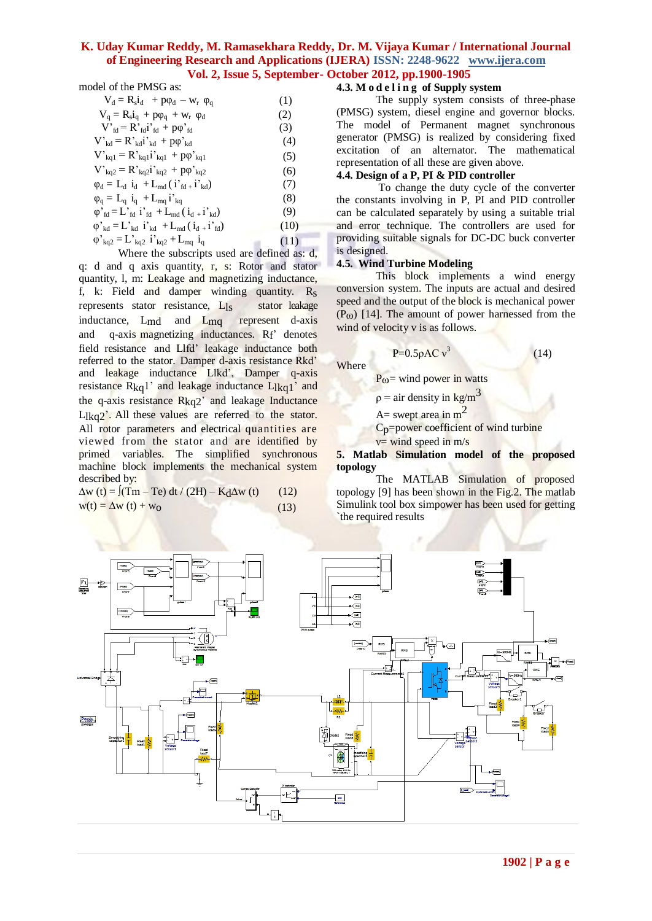model of the PMSG as:

$$V_d = R_s i_d + p\varphi_d - w_r\ \varphi_q \qquad (1)$$

$$V_q = R_s i_q + p\varphi_q + w_r\ \varphi_d \qquad (2)$$

$$V'_{fd} = R'_{fd} i'_{fd} + p\varphi'_{fd} \qquad (3)$$

$$V'_{kd} = R'_{kd} i'_{kd} + p\varphi'_{kd} \qquad (4)$$

$$V'_{kq1} = R'_{kq1} i'_{kq1} + p\varphi'_{kq1} \qquad (5)$$

$$V'_{kq2} = R'_{kq2} i'_{kq2} + p\varphi'_{kq2} \qquad (6)$$

$$\varphi_d = L_d\ i_d + L_{md}\,( i'_{fd} + i'_{kd}) \qquad (7)$$

$$\varphi_q = L_q\ i_q + L_{mq}\, i'_{kq} \qquad (8)$$

$$\varphi'_{fd} = L'_{fd}\ i'_{fd} + L_{md}\,( i_d + i'_{kd}) \qquad (9)$$

$$\varphi'_{kd} = L'_{kd}\ i'_{kd} + L_{md}\,( i_d + i'_{fd}) \qquad (10)$$

$$\varphi'_{kq2} = L'_{kq2}\ i'_{kq2} + L_{mq}\ i_q \qquad (11)$$

Where the subscripts used are defined as: d, q: d and q axis quantity, r, s: Rotor and stator quantity, l, m: Leakage and magnetizing inductance, f, k: Field and damper winding quantity. $R_s$ represents stator resistance, $L_{ls}$ stator leakage inductance, $L_{md}$ and $L_{mq}$ represent d-axis and q-axis magnetizing inductances. $R_f$' denotes field resistance and Llfd' leakage inductance both referred to the stator. Damper d-axis resistance Rkd' and leakage inductance Llkd', Damper q-axis resistance $R_{kq1}$' and leakage inductance $L_{lkq1}$' and the q-axis resistance $R_{kq2}$' and leakage Inductance $L_{lkq2}$'. All these values are referred to the stator. All rotor parameters and electrical quantities are viewed from the stator and are identified by primed variables. The simplified synchronous machine block implements the mechanical system described by:

$$\Delta w\ (t) = \int (Tm - Te)\ dt\ /\ (2H) - K_d \Delta w\ (t) \qquad (12)$$

$$w(t) = \Delta w\ (t) + w_o \qquad (13)$$

### 4.3. Modeling of Supply system

The supply system consists of three-phase (PMSG) system, diesel engine and governor blocks. The model of Permanent magnet synchronous generator (PMSG) is realized by considering fixed excitation of an alternator. The mathematical representation of all these are given above.

### 4.4. Design of a P, PI & PID controller

To change the duty cycle of the converter the constants involving in P, PI and PID controller can be calculated separately by using a suitable trial and error technique. The controllers are used for providing suitable signals for DC-DC buck converter is designed.

### 4.5. Wind Turbine Modeling

This block implements a wind energy conversion system. The inputs are actual and desired speed and the output of the block is mechanical power ($P_\omega$) [14]. The amount of power harnessed from the wind of velocity v is as follows.

$$P=0.5\rho AC\ v^3 \qquad (14)$$

Where

$P_\omega$= wind power in watts

$\rho$ = air density in kg/m$^3$

A= swept area in m$^2$

$C_p$=power coefficient of wind turbine

v= wind speed in m/s

## 5. Matlab Simulation model of the proposed topology

The MATLAB Simulation of proposed topology [9] has been shown in the Fig.2. The matlab Simulink tool box simpower has been used for getting `the required results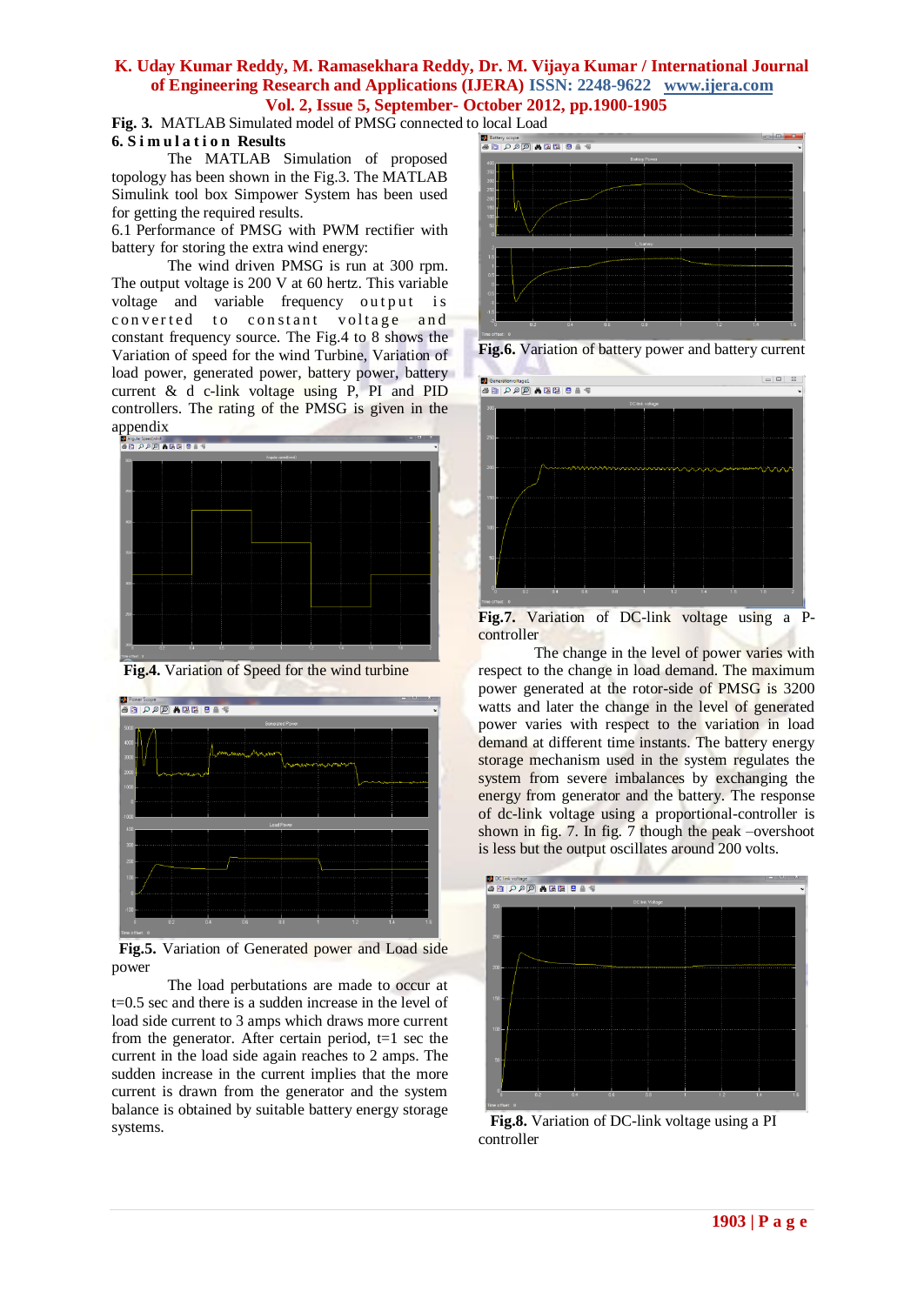**Fig. 3.** MATLAB Simulated model of PMSG connected to local Load

## 6. Simulation Results

The MATLAB Simulation of proposed topology has been shown in the Fig.3. The MATLAB Simulink tool box Simpower System has been used for getting the required results.

6.1 Performance of PMSG with PWM rectifier with battery for storing the extra wind energy:

The wind driven PMSG is run at 300 rpm. The output voltage is 200 V at 60 hertz. This variable voltage and variable frequency output is converted to constant voltage and constant frequency source. The Fig.4 to 8 shows the Variation of speed for the wind Turbine, Variation of load power, generated power, battery power, battery current & d c-link voltage using P, PI and PID controllers. The rating of the PMSG is given in the appendix

**Fig.4.** Variation of Speed for the wind turbine

**Fig.5.** Variation of Generated power and Load side power

The load perbutations are made to occur at t=0.5 sec and there is a sudden increase in the level of load side current to 3 amps which draws more current from the generator. After certain period, t=1 sec the current in the load side again reaches to 2 amps. The sudden increase in the current implies that the more current is drawn from the generator and the system balance is obtained by suitable battery energy storage systems.

**Fig.6.** Variation of battery power and battery current

**Fig.7.** Variation of DC-link voltage using a P-controller

The change in the level of power varies with respect to the change in load demand. The maximum power generated at the rotor-side of PMSG is 3200 watts and later the change in the level of generated power varies with respect to the variation in load demand at different time instants. The battery energy storage mechanism used in the system regulates the system from severe imbalances by exchanging the energy from generator and the battery. The response of dc-link voltage using a proportional-controller is shown in fig. 7. In fig. 7 though the peak –overshoot is less but the output oscillates around 200 volts.

**Fig.8.** Variation of DC-link voltage using a PI controller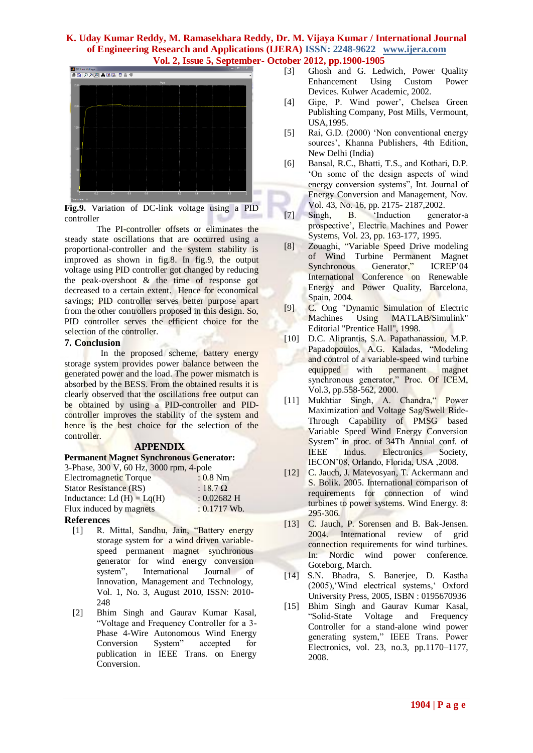Vout

250

200

150

100

50

0

0 0.2 0.4 0.6 0.8 1 1.2 1.4 1.6 1.8 2

**Fig.9.** Variation of DC-link voltage using a PID controller

The PI-controller offsets or eliminates the steady state oscillations that are occurred using a proportional-controller and the system stability is improved as shown in fig.8. In fig.9, the output voltage using PID controller got changed by reducing the peak-overshoot & the time of response got decreased to a certain extent. Hence for economical savings; PID controller serves better purpose apart from the other controllers proposed in this design. So, PID controller serves the efficient choice for the selection of the controller.

## 7. Conclusion

In the proposed scheme, battery energy storage system provides power balance between the generated power and the load. The power mismatch is absorbed by the BESS. From the obtained results it is clearly observed that the oscillations free output can be obtained by using a PID-controller and PID-controller improves the stability of the system and hence is the best choice for the selection of the controller.

## APPENDIX

**Permanent Magnet Synchronous Generator:**

3-Phase, 300 V, 60 Hz, 3000 rpm, 4-pole

| | |
|---|---|
| Electromagnetic Torque | : 0.8 Nm |
| Stator Resistance (RS) | : 18.7 Ω |
| Inductance: Ld (H) = Lq(H) | : 0.02682 H |
| Flux induced by magnets | : 0.1717 Wb. |

## References

[1] R. Mittal, Sandhu, Jain, "Battery energy storage system for a wind driven variable-speed permanent magnet synchronous generator for wind energy conversion system", International Journal of Innovation, Management and Technology, Vol. 1, No. 3, August 2010, ISSN: 2010-248

[2] Bhim Singh and Gaurav Kumar Kasal, "Voltage and Frequency Controller for a 3-Phase 4-Wire Autonomous Wind Energy Conversion System" accepted for publication in IEEE Trans. on Energy Conversion.

[3] Ghosh and G. Ledwich, Power Quality Enhancement Using Custom Power Devices. Kulwer Academic, 2002.

[4] Gipe, P. Wind power', Chelsea Green Publishing Company, Post Mills, Vermount, USA,1995.

[5] Rai, G.D. (2000) 'Non conventional energy sources', Khanna Publishers, 4th Edition, New Delhi (India)

[6] Bansal, R.C., Bhatti, T.S., and Kothari, D.P. 'On some of the design aspects of wind energy conversion systems", Int. Journal of Energy Conversion and Management, Nov. Vol. 43, No. 16, pp. 2175- 2187,2002.

[7] Singh, B. 'Induction generator-a prospective', Electric Machines and Power Systems, Vol. 23, pp. 163-177, 1995.

[8] Zouaghi, "Variable Speed Drive modeling of Wind Turbine Permanent Magnet Synchronous Generator," ICREP'04 International Conference on Renewable Energy and Power Quality, Barcelona, Spain, 2004.

[9] C. Ong "Dynamic Simulation of Electric Machines Using MATLAB/Simulink" Editorial "Prentice Hall", 1998.

[10] D.C. Aliprantis, S.A. Papathanassiou, M.P. Papadopoulos, A.G. Kaladas, "Modeling and control of a variable-speed wind turbine equipped with permanent magnet synchronous generator," Proc. Of ICEM, Vol.3, pp.558-562, 2000.

[11] Mukhtiar Singh, A. Chandra," Power Maximization and Voltage Sag/Swell Ride-Through Capability of PMSG based Variable Speed Wind Energy Conversion System" in proc. of 34Th Annual conf. of IEEE Indus. Electronics Society, IECON'08, Orlando, Florida, USA ,2008.

[12] C. Jauch, J. Matevosyan, T. Ackermann and S. Bolik. 2005. International comparison of requirements for connection of wind turbines to power systems. Wind Energy. 8: 295-306.

[13] C. Jauch, P. Sorensen and B. Bak-Jensen. 2004. International review of grid connection requirements for wind turbines. In: Nordic wind power conference. Goteborg, March.

[14] S.N. Bhadra, S. Banerjee, D. Kastha (2005),'Wind electrical systems,' Oxford University Press, 2005, ISBN : 0195670936

[15] Bhim Singh and Gaurav Kumar Kasal, "Solid-State Voltage and Frequency Controller for a stand-alone wind power generating system," IEEE Trans. Power Electronics, vol. 23, no.3, pp.1170–1177, 2008.